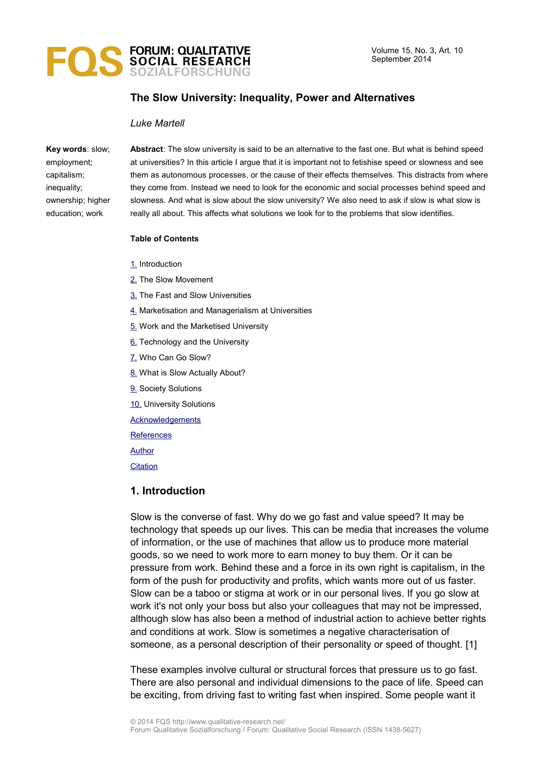# The Slow University: Inequality, Power and Alternatives

*Luke Martell*

**Key words**: slow; employment; capitalism; inequality; ownership; higher education; work

**Abstract**: The slow university is said to be an alternative to the fast one. But what is behind speed at universities? In this article I argue that it is important not to fetishise speed or slowness and see them as autonomous processes, or the cause of their effects themselves. This distracts from where they come from. Instead we need to look for the economic and social processes behind speed and slowness. And what is slow about the slow university? We also need to ask if slow is what slow is really all about. This affects what solutions we look for to the problems that slow identifies.

**Table of Contents**

1. Introduction
2. The Slow Movement
3. The Fast and Slow Universities
4. Marketisation and Managerialism at Universities
5. Work and the Marketised University
6. Technology and the University
7. Who Can Go Slow?
8. What is Slow Actually About?
9. Society Solutions
10. University Solutions

Acknowledgements

References

Author

Citation

## 1. Introduction

Slow is the converse of fast. Why do we go fast and value speed? It may be technology that speeds up our lives. This can be media that increases the volume of information, or the use of machines that allow us to produce more material goods, so we need to work more to earn money to buy them. Or it can be pressure from work. Behind these and a force in its own right is capitalism, in the form of the push for productivity and profits, which wants more out of us faster. Slow can be a taboo or stigma at work or in our personal lives. If you go slow at work it's not only your boss but also your colleagues that may not be impressed, although slow has also been a method of industrial action to achieve better rights and conditions at work. Slow is sometimes a negative characterisation of someone, as a personal description of their personality or speed of thought. [1]

These examples involve cultural or structural forces that pressure us to go fast. There are also personal and individual dimensions to the pace of life. Speed can be exciting, from driving fast to writing fast when inspired. Some people want it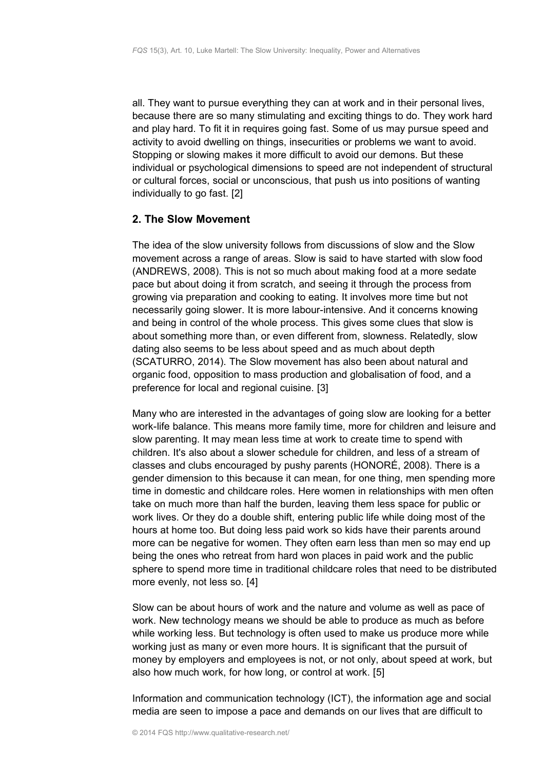all. They want to pursue everything they can at work and in their personal lives, because there are so many stimulating and exciting things to do. They work hard and play hard. To fit it in requires going fast. Some of us may pursue speed and activity to avoid dwelling on things, insecurities or problems we want to avoid. Stopping or slowing makes it more difficult to avoid our demons. But these individual or psychological dimensions to speed are not independent of structural or cultural forces, social or unconscious, that push us into positions of wanting individually to go fast. [2]

## 2. The Slow Movement

The idea of the slow university follows from discussions of slow and the Slow movement across a range of areas. Slow is said to have started with slow food (ANDREWS, 2008). This is not so much about making food at a more sedate pace but about doing it from scratch, and seeing it through the process from growing via preparation and cooking to eating. It involves more time but not necessarily going slower. It is more labour-intensive. And it concerns knowing and being in control of the whole process. This gives some clues that slow is about something more than, or even different from, slowness. Relatedly, slow dating also seems to be less about speed and as much about depth (SCATURRO, 2014). The Slow movement has also been about natural and organic food, opposition to mass production and globalisation of food, and a preference for local and regional cuisine. [3]

Many who are interested in the advantages of going slow are looking for a better work-life balance. This means more family time, more for children and leisure and slow parenting. It may mean less time at work to create time to spend with children. It's also about a slower schedule for children, and less of a stream of classes and clubs encouraged by pushy parents (HONORÉ, 2008). There is a gender dimension to this because it can mean, for one thing, men spending more time in domestic and childcare roles. Here women in relationships with men often take on much more than half the burden, leaving them less space for public or work lives. Or they do a double shift, entering public life while doing most of the hours at home too. But doing less paid work so kids have their parents around more can be negative for women. They often earn less than men so may end up being the ones who retreat from hard won places in paid work and the public sphere to spend more time in traditional childcare roles that need to be distributed more evenly, not less so. [4]

Slow can be about hours of work and the nature and volume as well as pace of work. New technology means we should be able to produce as much as before while working less. But technology is often used to make us produce more while working just as many or even more hours. It is significant that the pursuit of money by employers and employees is not, or not only, about speed at work, but also how much work, for how long, or control at work. [5]

Information and communication technology (ICT), the information age and social media are seen to impose a pace and demands on our lives that are difficult to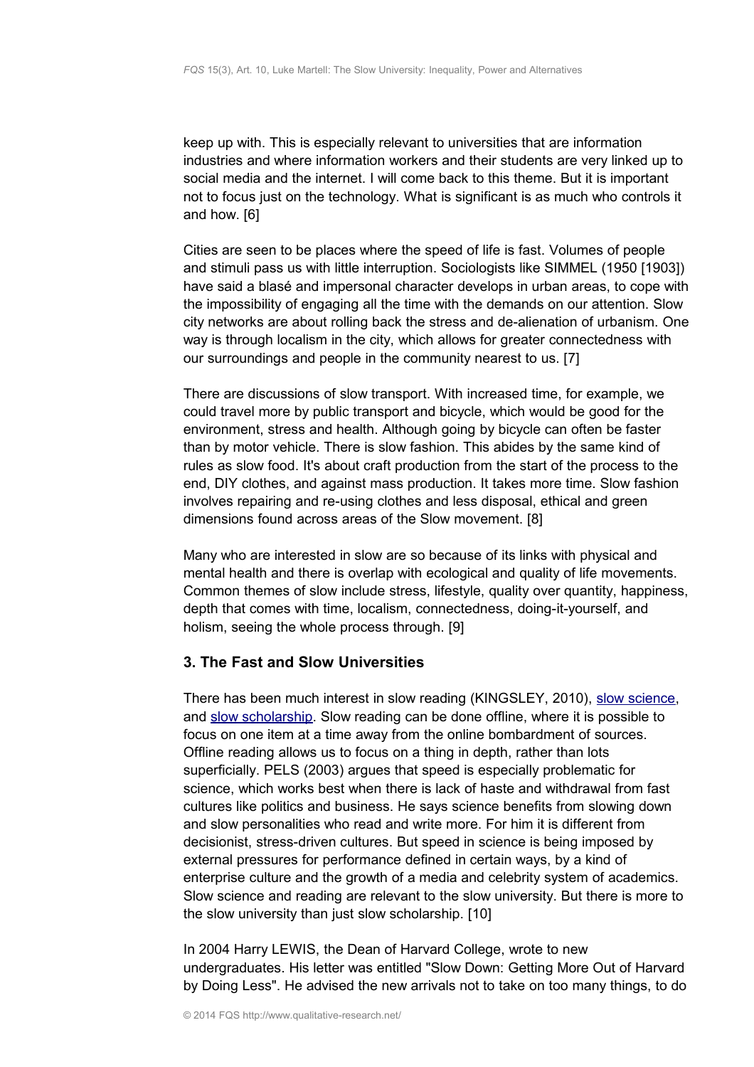keep up with. This is especially relevant to universities that are information industries and where information workers and their students are very linked up to social media and the internet. I will come back to this theme. But it is important not to focus just on the technology. What is significant is as much who controls it and how. [6]

Cities are seen to be places where the speed of life is fast. Volumes of people and stimuli pass us with little interruption. Sociologists like SIMMEL (1950 [1903]) have said a blasé and impersonal character develops in urban areas, to cope with the impossibility of engaging all the time with the demands on our attention. Slow city networks are about rolling back the stress and de-alienation of urbanism. One way is through localism in the city, which allows for greater connectedness with our surroundings and people in the community nearest to us. [7]

There are discussions of slow transport. With increased time, for example, we could travel more by public transport and bicycle, which would be good for the environment, stress and health. Although going by bicycle can often be faster than by motor vehicle. There is slow fashion. This abides by the same kind of rules as slow food. It's about craft production from the start of the process to the end, DIY clothes, and against mass production. It takes more time. Slow fashion involves repairing and re-using clothes and less disposal, ethical and green dimensions found across areas of the Slow movement. [8]

Many who are interested in slow are so because of its links with physical and mental health and there is overlap with ecological and quality of life movements. Common themes of slow include stress, lifestyle, quality over quantity, happiness, depth that comes with time, localism, connectedness, doing-it-yourself, and holism, seeing the whole process through. [9]

## 3. The Fast and Slow Universities

There has been much interest in slow reading (KINGSLEY, 2010), slow science, and slow scholarship. Slow reading can be done offline, where it is possible to focus on one item at a time away from the online bombardment of sources. Offline reading allows us to focus on a thing in depth, rather than lots superficially. PELS (2003) argues that speed is especially problematic for science, which works best when there is lack of haste and withdrawal from fast cultures like politics and business. He says science benefits from slowing down and slow personalities who read and write more. For him it is different from decisionist, stress-driven cultures. But speed in science is being imposed by external pressures for performance defined in certain ways, by a kind of enterprise culture and the growth of a media and celebrity system of academics. Slow science and reading are relevant to the slow university. But there is more to the slow university than just slow scholarship. [10]

In 2004 Harry LEWIS, the Dean of Harvard College, wrote to new undergraduates. His letter was entitled "Slow Down: Getting More Out of Harvard by Doing Less". He advised the new arrivals not to take on too many things, to do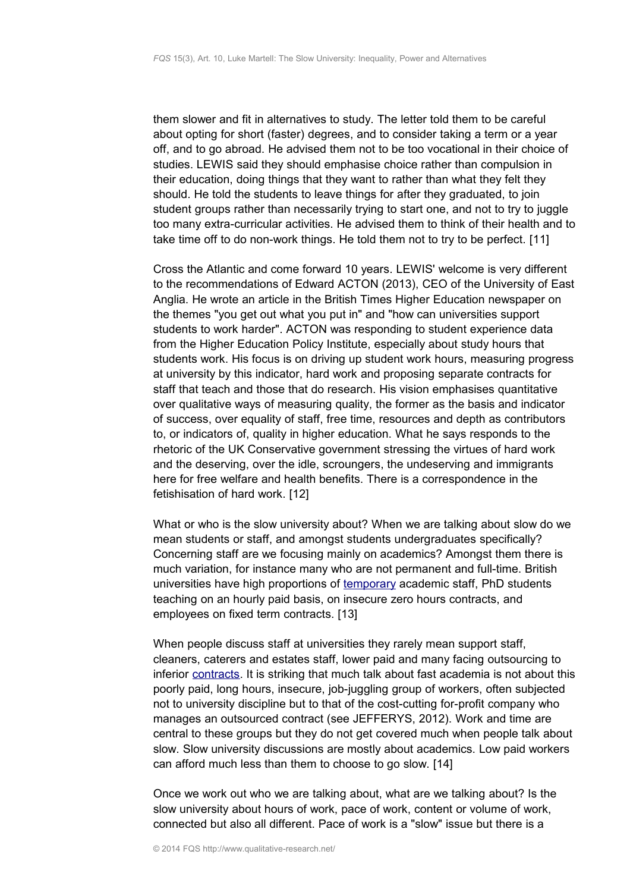them slower and fit in alternatives to study. The letter told them to be careful about opting for short (faster) degrees, and to consider taking a term or a year off, and to go abroad. He advised them not to be too vocational in their choice of studies. LEWIS said they should emphasise choice rather than compulsion in their education, doing things that they want to rather than what they felt they should. He told the students to leave things for after they graduated, to join student groups rather than necessarily trying to start one, and not to try to juggle too many extra-curricular activities. He advised them to think of their health and to take time off to do non-work things. He told them not to try to be perfect. [11]

Cross the Atlantic and come forward 10 years. LEWIS' welcome is very different to the recommendations of Edward ACTON (2013), CEO of the University of East Anglia. He wrote an article in the British Times Higher Education newspaper on the themes "you get out what you put in" and "how can universities support students to work harder". ACTON was responding to student experience data from the Higher Education Policy Institute, especially about study hours that students work. His focus is on driving up student work hours, measuring progress at university by this indicator, hard work and proposing separate contracts for staff that teach and those that do research. His vision emphasises quantitative over qualitative ways of measuring quality, the former as the basis and indicator of success, over equality of staff, free time, resources and depth as contributors to, or indicators of, quality in higher education. What he says responds to the rhetoric of the UK Conservative government stressing the virtues of hard work and the deserving, over the idle, scroungers, the undeserving and immigrants here for free welfare and health benefits. There is a correspondence in the fetishisation of hard work. [12]

What or who is the slow university about? When we are talking about slow do we mean students or staff, and amongst students undergraduates specifically? Concerning staff are we focusing mainly on academics? Amongst them there is much variation, for instance many who are not permanent and full-time. British universities have high proportions of temporary academic staff, PhD students teaching on an hourly paid basis, on insecure zero hours contracts, and employees on fixed term contracts. [13]

When people discuss staff at universities they rarely mean support staff, cleaners, caterers and estates staff, lower paid and many facing outsourcing to inferior contracts. It is striking that much talk about fast academia is not about this poorly paid, long hours, insecure, job-juggling group of workers, often subjected not to university discipline but to that of the cost-cutting for-profit company who manages an outsourced contract (see JEFFERYS, 2012). Work and time are central to these groups but they do not get covered much when people talk about slow. Slow university discussions are mostly about academics. Low paid workers can afford much less than them to choose to go slow. [14]

Once we work out who we are talking about, what are we talking about? Is the slow university about hours of work, pace of work, content or volume of work, connected but also all different. Pace of work is a "slow" issue but there is a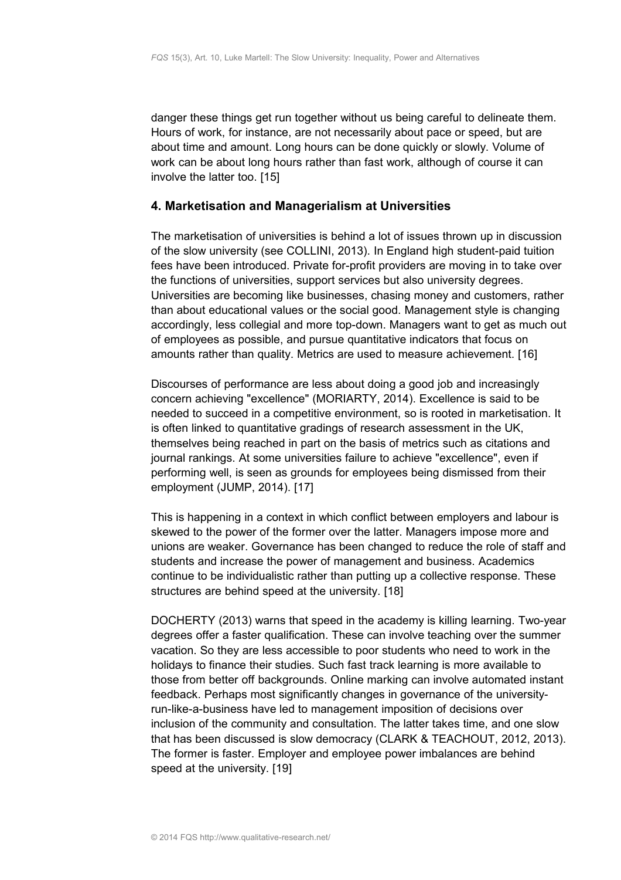danger these things get run together without us being careful to delineate them. Hours of work, for instance, are not necessarily about pace or speed, but are about time and amount. Long hours can be done quickly or slowly. Volume of work can be about long hours rather than fast work, although of course it can involve the latter too. [15]

## 4. Marketisation and Managerialism at Universities

The marketisation of universities is behind a lot of issues thrown up in discussion of the slow university (see COLLINI, 2013). In England high student-paid tuition fees have been introduced. Private for-profit providers are moving in to take over the functions of universities, support services but also university degrees. Universities are becoming like businesses, chasing money and customers, rather than about educational values or the social good. Management style is changing accordingly, less collegial and more top-down. Managers want to get as much out of employees as possible, and pursue quantitative indicators that focus on amounts rather than quality. Metrics are used to measure achievement. [16]

Discourses of performance are less about doing a good job and increasingly concern achieving "excellence" (MORIARTY, 2014). Excellence is said to be needed to succeed in a competitive environment, so is rooted in marketisation. It is often linked to quantitative gradings of research assessment in the UK, themselves being reached in part on the basis of metrics such as citations and journal rankings. At some universities failure to achieve "excellence", even if performing well, is seen as grounds for employees being dismissed from their employment (JUMP, 2014). [17]

This is happening in a context in which conflict between employers and labour is skewed to the power of the former over the latter. Managers impose more and unions are weaker. Governance has been changed to reduce the role of staff and students and increase the power of management and business. Academics continue to be individualistic rather than putting up a collective response. These structures are behind speed at the university. [18]

DOCHERTY (2013) warns that speed in the academy is killing learning. Two-year degrees offer a faster qualification. These can involve teaching over the summer vacation. So they are less accessible to poor students who need to work in the holidays to finance their studies. Such fast track learning is more available to those from better off backgrounds. Online marking can involve automated instant feedback. Perhaps most significantly changes in governance of the university-run-like-a-business have led to management imposition of decisions over inclusion of the community and consultation. The latter takes time, and one slow that has been discussed is slow democracy (CLARK & TEACHOUT, 2012, 2013). The former is faster. Employer and employee power imbalances are behind speed at the university. [19]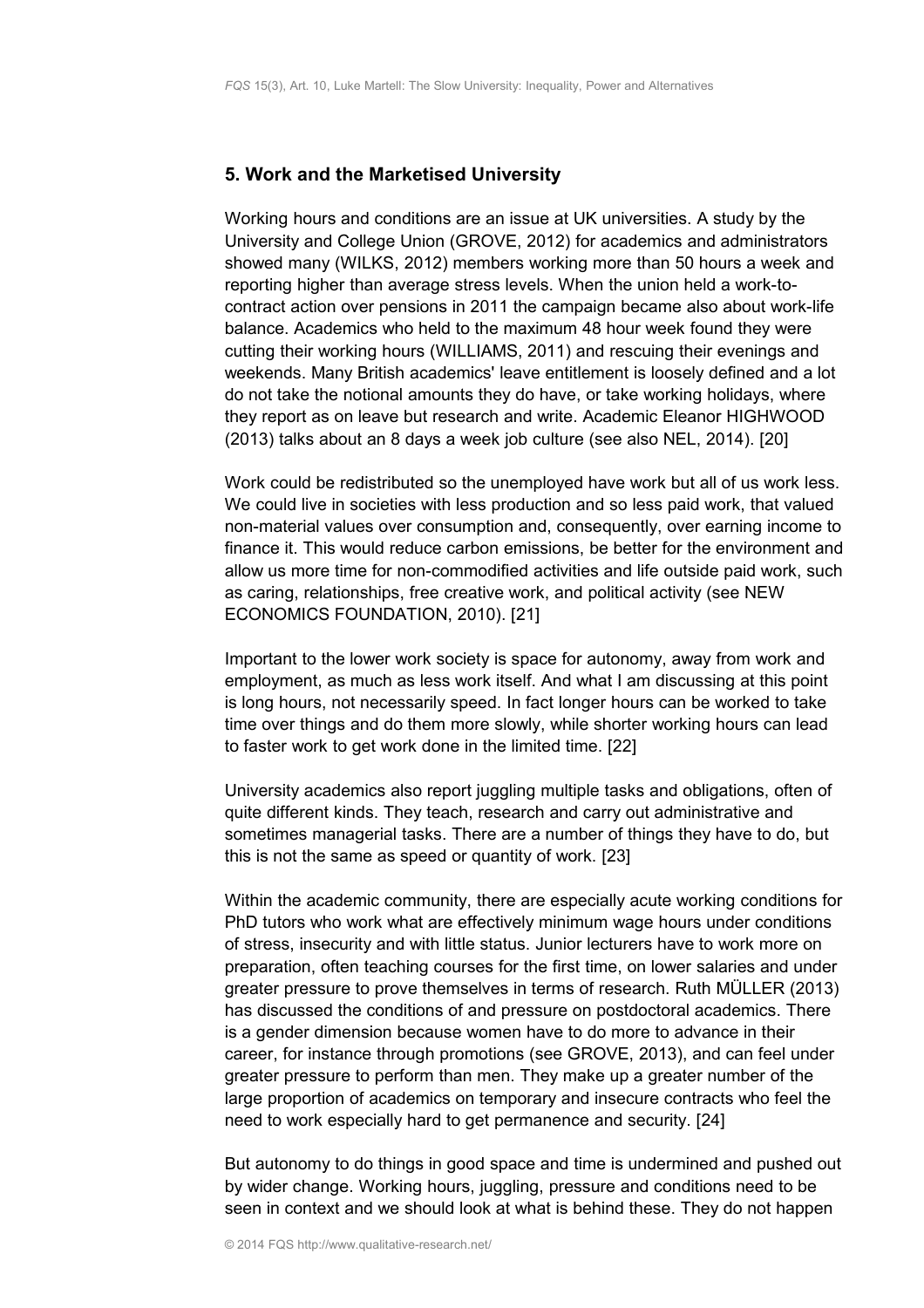## 5. Work and the Marketised University

Working hours and conditions are an issue at UK universities. A study by the University and College Union (GROVE, 2012) for academics and administrators showed many (WILKS, 2012) members working more than 50 hours a week and reporting higher than average stress levels. When the union held a work-to-contract action over pensions in 2011 the campaign became also about work-life balance. Academics who held to the maximum 48 hour week found they were cutting their working hours (WILLIAMS, 2011) and rescuing their evenings and weekends. Many British academics' leave entitlement is loosely defined and a lot do not take the notional amounts they do have, or take working holidays, where they report as on leave but research and write. Academic Eleanor HIGHWOOD (2013) talks about an 8 days a week job culture (see also NEL, 2014). [20]

Work could be redistributed so the unemployed have work but all of us work less. We could live in societies with less production and so less paid work, that valued non-material values over consumption and, consequently, over earning income to finance it. This would reduce carbon emissions, be better for the environment and allow us more time for non-commodified activities and life outside paid work, such as caring, relationships, free creative work, and political activity (see NEW ECONOMICS FOUNDATION, 2010). [21]

Important to the lower work society is space for autonomy, away from work and employment, as much as less work itself. And what I am discussing at this point is long hours, not necessarily speed. In fact longer hours can be worked to take time over things and do them more slowly, while shorter working hours can lead to faster work to get work done in the limited time. [22]

University academics also report juggling multiple tasks and obligations, often of quite different kinds. They teach, research and carry out administrative and sometimes managerial tasks. There are a number of things they have to do, but this is not the same as speed or quantity of work. [23]

Within the academic community, there are especially acute working conditions for PhD tutors who work what are effectively minimum wage hours under conditions of stress, insecurity and with little status. Junior lecturers have to work more on preparation, often teaching courses for the first time, on lower salaries and under greater pressure to prove themselves in terms of research. Ruth MÜLLER (2013) has discussed the conditions of and pressure on postdoctoral academics. There is a gender dimension because women have to do more to advance in their career, for instance through promotions (see GROVE, 2013), and can feel under greater pressure to perform than men. They make up a greater number of the large proportion of academics on temporary and insecure contracts who feel the need to work especially hard to get permanence and security. [24]

But autonomy to do things in good space and time is undermined and pushed out by wider change. Working hours, juggling, pressure and conditions need to be seen in context and we should look at what is behind these. They do not happen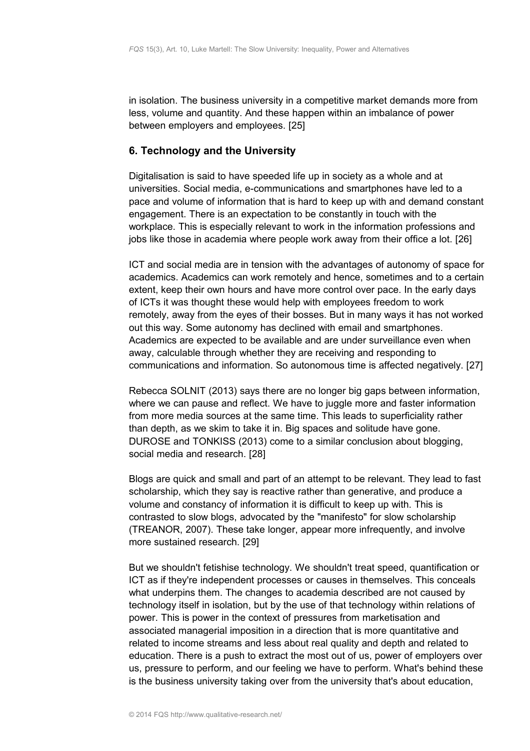in isolation. The business university in a competitive market demands more from less, volume and quantity. And these happen within an imbalance of power between employers and employees. [25]

## 6. Technology and the University

Digitalisation is said to have speeded life up in society as a whole and at universities. Social media, e-communications and smartphones have led to a pace and volume of information that is hard to keep up with and demand constant engagement. There is an expectation to be constantly in touch with the workplace. This is especially relevant to work in the information professions and jobs like those in academia where people work away from their office a lot. [26]

ICT and social media are in tension with the advantages of autonomy of space for academics. Academics can work remotely and hence, sometimes and to a certain extent, keep their own hours and have more control over pace. In the early days of ICTs it was thought these would help with employees freedom to work remotely, away from the eyes of their bosses. But in many ways it has not worked out this way. Some autonomy has declined with email and smartphones. Academics are expected to be available and are under surveillance even when away, calculable through whether they are receiving and responding to communications and information. So autonomous time is affected negatively. [27]

Rebecca SOLNIT (2013) says there are no longer big gaps between information, where we can pause and reflect. We have to juggle more and faster information from more media sources at the same time. This leads to superficiality rather than depth, as we skim to take it in. Big spaces and solitude have gone. DUROSE and TONKISS (2013) come to a similar conclusion about blogging, social media and research. [28]

Blogs are quick and small and part of an attempt to be relevant. They lead to fast scholarship, which they say is reactive rather than generative, and produce a volume and constancy of information it is difficult to keep up with. This is contrasted to slow blogs, advocated by the "manifesto" for slow scholarship (TREANOR, 2007). These take longer, appear more infrequently, and involve more sustained research. [29]

But we shouldn't fetishise technology. We shouldn't treat speed, quantification or ICT as if they're independent processes or causes in themselves. This conceals what underpins them. The changes to academia described are not caused by technology itself in isolation, but by the use of that technology within relations of power. This is power in the context of pressures from marketisation and associated managerial imposition in a direction that is more quantitative and related to income streams and less about real quality and depth and related to education. There is a push to extract the most out of us, power of employers over us, pressure to perform, and our feeling we have to perform. What's behind these is the business university taking over from the university that's about education,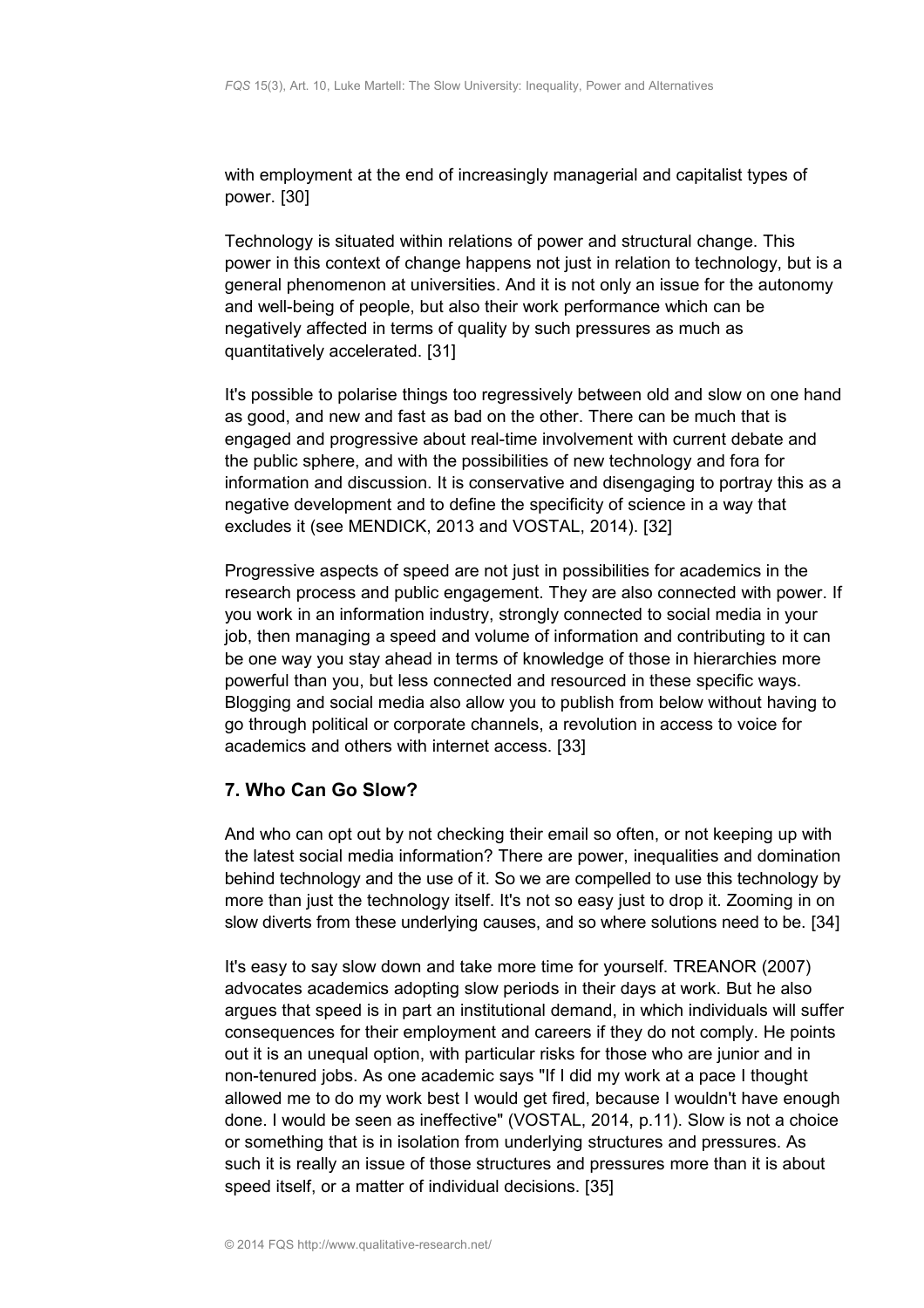with employment at the end of increasingly managerial and capitalist types of power. [30]

Technology is situated within relations of power and structural change. This power in this context of change happens not just in relation to technology, but is a general phenomenon at universities. And it is not only an issue for the autonomy and well-being of people, but also their work performance which can be negatively affected in terms of quality by such pressures as much as quantitatively accelerated. [31]

It's possible to polarise things too regressively between old and slow on one hand as good, and new and fast as bad on the other. There can be much that is engaged and progressive about real-time involvement with current debate and the public sphere, and with the possibilities of new technology and fora for information and discussion. It is conservative and disengaging to portray this as a negative development and to define the specificity of science in a way that excludes it (see MENDICK, 2013 and VOSTAL, 2014). [32]

Progressive aspects of speed are not just in possibilities for academics in the research process and public engagement. They are also connected with power. If you work in an information industry, strongly connected to social media in your job, then managing a speed and volume of information and contributing to it can be one way you stay ahead in terms of knowledge of those in hierarchies more powerful than you, but less connected and resourced in these specific ways. Blogging and social media also allow you to publish from below without having to go through political or corporate channels, a revolution in access to voice for academics and others with internet access. [33]

## 7. Who Can Go Slow?

And who can opt out by not checking their email so often, or not keeping up with the latest social media information? There are power, inequalities and domination behind technology and the use of it. So we are compelled to use this technology by more than just the technology itself. It's not so easy just to drop it. Zooming in on slow diverts from these underlying causes, and so where solutions need to be. [34]

It's easy to say slow down and take more time for yourself. TREANOR (2007) advocates academics adopting slow periods in their days at work. But he also argues that speed is in part an institutional demand, in which individuals will suffer consequences for their employment and careers if they do not comply. He points out it is an unequal option, with particular risks for those who are junior and in non-tenured jobs. As one academic says "If I did my work at a pace I thought allowed me to do my work best I would get fired, because I wouldn't have enough done. I would be seen as ineffective" (VOSTAL, 2014, p.11). Slow is not a choice or something that is in isolation from underlying structures and pressures. As such it is really an issue of those structures and pressures more than it is about speed itself, or a matter of individual decisions. [35]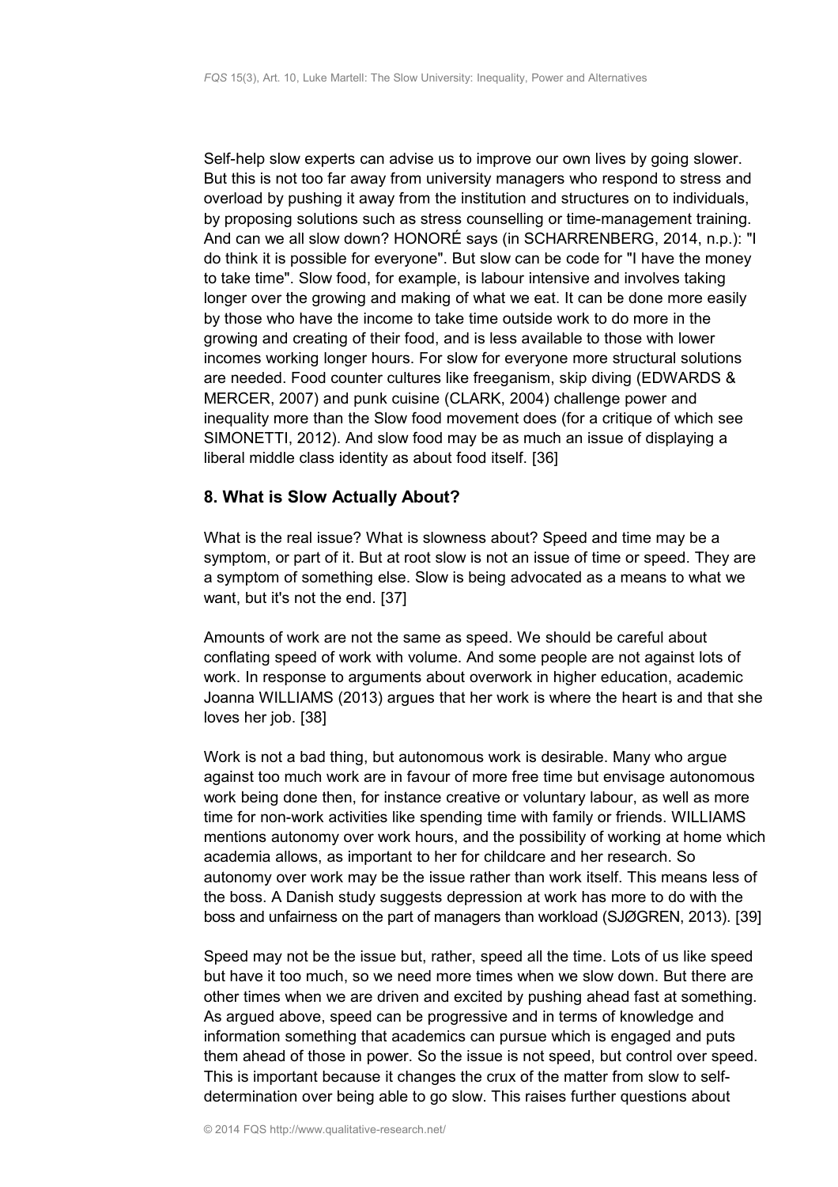Self-help slow experts can advise us to improve our own lives by going slower. But this is not too far away from university managers who respond to stress and overload by pushing it away from the institution and structures on to individuals, by proposing solutions such as stress counselling or time-management training. And can we all slow down? HONORÉ says (in SCHARRENBERG, 2014, n.p.): "I do think it is possible for everyone". But slow can be code for "I have the money to take time". Slow food, for example, is labour intensive and involves taking longer over the growing and making of what we eat. It can be done more easily by those who have the income to take time outside work to do more in the growing and creating of their food, and is less available to those with lower incomes working longer hours. For slow for everyone more structural solutions are needed. Food counter cultures like freeganism, skip diving (EDWARDS & MERCER, 2007) and punk cuisine (CLARK, 2004) challenge power and inequality more than the Slow food movement does (for a critique of which see SIMONETTI, 2012). And slow food may be as much an issue of displaying a liberal middle class identity as about food itself. [36]

## 8. What is Slow Actually About?

What is the real issue? What is slowness about? Speed and time may be a symptom, or part of it. But at root slow is not an issue of time or speed. They are a symptom of something else. Slow is being advocated as a means to what we want, but it's not the end. [37]

Amounts of work are not the same as speed. We should be careful about conflating speed of work with volume. And some people are not against lots of work. In response to arguments about overwork in higher education, academic Joanna WILLIAMS (2013) argues that her work is where the heart is and that she loves her job. [38]

Work is not a bad thing, but autonomous work is desirable. Many who argue against too much work are in favour of more free time but envisage autonomous work being done then, for instance creative or voluntary labour, as well as more time for non-work activities like spending time with family or friends. WILLIAMS mentions autonomy over work hours, and the possibility of working at home which academia allows, as important to her for childcare and her research. So autonomy over work may be the issue rather than work itself. This means less of the boss. A Danish study suggests depression at work has more to do with the boss and unfairness on the part of managers than workload (SJØGREN, 2013). [39]

Speed may not be the issue but, rather, speed all the time. Lots of us like speed but have it too much, so we need more times when we slow down. But there are other times when we are driven and excited by pushing ahead fast at something. As argued above, speed can be progressive and in terms of knowledge and information something that academics can pursue which is engaged and puts them ahead of those in power. So the issue is not speed, but control over speed. This is important because it changes the crux of the matter from slow to self-determination over being able to go slow. This raises further questions about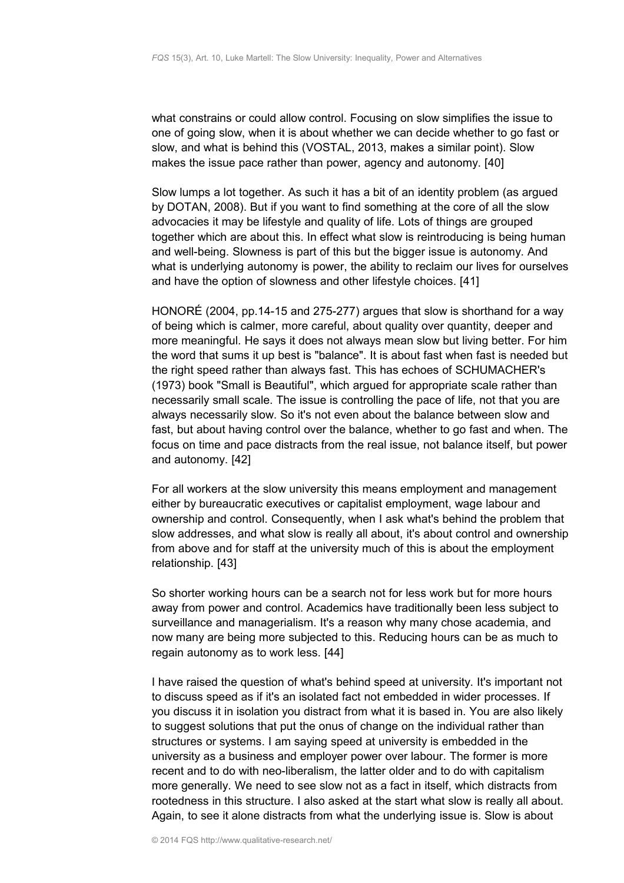what constrains or could allow control. Focusing on slow simplifies the issue to one of going slow, when it is about whether we can decide whether to go fast or slow, and what is behind this (VOSTAL, 2013, makes a similar point). Slow makes the issue pace rather than power, agency and autonomy. [40]

Slow lumps a lot together. As such it has a bit of an identity problem (as argued by DOTAN, 2008). But if you want to find something at the core of all the slow advocacies it may be lifestyle and quality of life. Lots of things are grouped together which are about this. In effect what slow is reintroducing is being human and well-being. Slowness is part of this but the bigger issue is autonomy. And what is underlying autonomy is power, the ability to reclaim our lives for ourselves and have the option of slowness and other lifestyle choices. [41]

HONORÉ (2004, pp.14-15 and 275-277) argues that slow is shorthand for a way of being which is calmer, more careful, about quality over quantity, deeper and more meaningful. He says it does not always mean slow but living better. For him the word that sums it up best is "balance". It is about fast when fast is needed but the right speed rather than always fast. This has echoes of SCHUMACHER's (1973) book "Small is Beautiful", which argued for appropriate scale rather than necessarily small scale. The issue is controlling the pace of life, not that you are always necessarily slow. So it's not even about the balance between slow and fast, but about having control over the balance, whether to go fast and when. The focus on time and pace distracts from the real issue, not balance itself, but power and autonomy. [42]

For all workers at the slow university this means employment and management either by bureaucratic executives or capitalist employment, wage labour and ownership and control. Consequently, when I ask what's behind the problem that slow addresses, and what slow is really all about, it's about control and ownership from above and for staff at the university much of this is about the employment relationship. [43]

So shorter working hours can be a search not for less work but for more hours away from power and control. Academics have traditionally been less subject to surveillance and managerialism. It's a reason why many chose academia, and now many are being more subjected to this. Reducing hours can be as much to regain autonomy as to work less. [44]

I have raised the question of what's behind speed at university. It's important not to discuss speed as if it's an isolated fact not embedded in wider processes. If you discuss it in isolation you distract from what it is based in. You are also likely to suggest solutions that put the onus of change on the individual rather than structures or systems. I am saying speed at university is embedded in the university as a business and employer power over labour. The former is more recent and to do with neo-liberalism, the latter older and to do with capitalism more generally. We need to see slow not as a fact in itself, which distracts from rootedness in this structure. I also asked at the start what slow is really all about. Again, to see it alone distracts from what the underlying issue is. Slow is about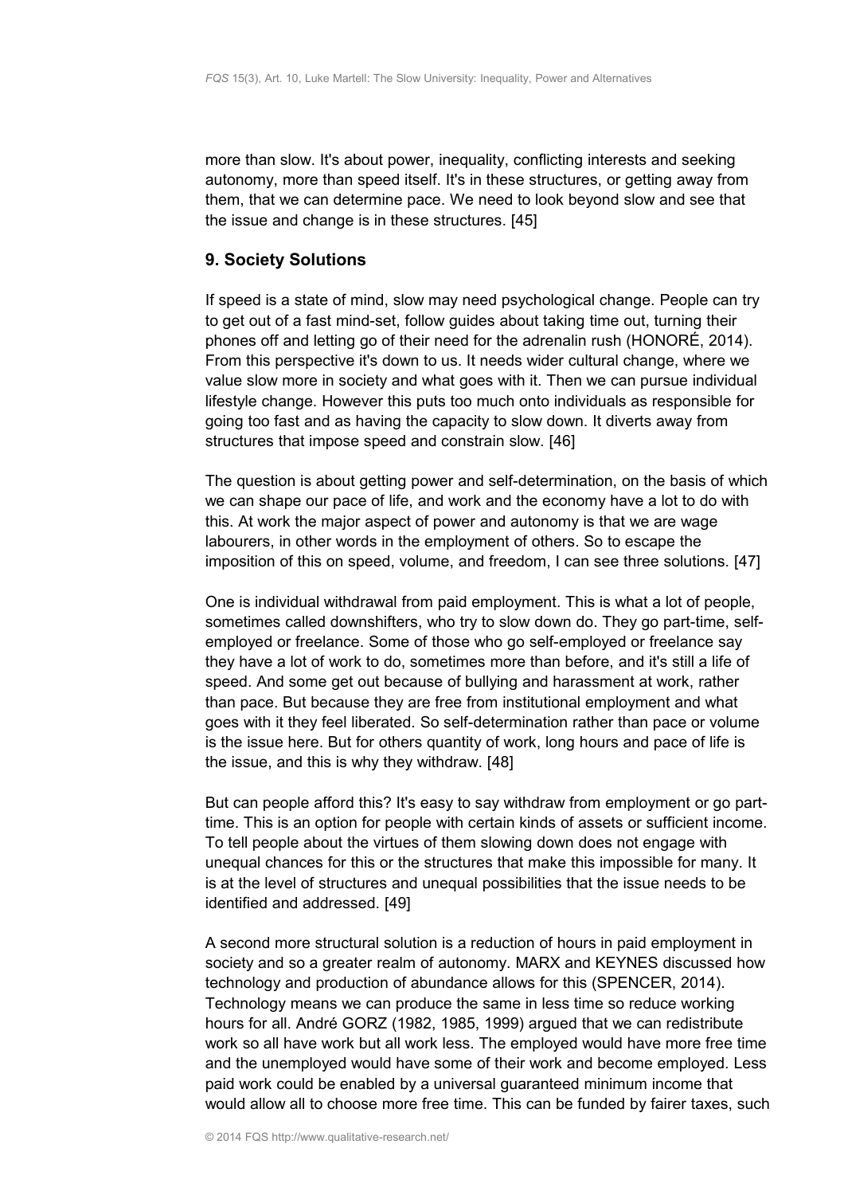more than slow. It's about power, inequality, conflicting interests and seeking autonomy, more than speed itself. It's in these structures, or getting away from them, that we can determine pace. We need to look beyond slow and see that the issue and change is in these structures. [45]

## 9. Society Solutions

If speed is a state of mind, slow may need psychological change. People can try to get out of a fast mind-set, follow guides about taking time out, turning their phones off and letting go of their need for the adrenalin rush (HONORÉ, 2014). From this perspective it's down to us. It needs wider cultural change, where we value slow more in society and what goes with it. Then we can pursue individual lifestyle change. However this puts too much onto individuals as responsible for going too fast and as having the capacity to slow down. It diverts away from structures that impose speed and constrain slow. [46]

The question is about getting power and self-determination, on the basis of which we can shape our pace of life, and work and the economy have a lot to do with this. At work the major aspect of power and autonomy is that we are wage labourers, in other words in the employment of others. So to escape the imposition of this on speed, volume, and freedom, I can see three solutions. [47]

One is individual withdrawal from paid employment. This is what a lot of people, sometimes called downshifters, who try to slow down do. They go part-time, self-employed or freelance. Some of those who go self-employed or freelance say they have a lot of work to do, sometimes more than before, and it's still a life of speed. And some get out because of bullying and harassment at work, rather than pace. But because they are free from institutional employment and what goes with it they feel liberated. So self-determination rather than pace or volume is the issue here. But for others quantity of work, long hours and pace of life is the issue, and this is why they withdraw. [48]

But can people afford this? It's easy to say withdraw from employment or go part-time. This is an option for people with certain kinds of assets or sufficient income. To tell people about the virtues of them slowing down does not engage with unequal chances for this or the structures that make this impossible for many. It is at the level of structures and unequal possibilities that the issue needs to be identified and addressed. [49]

A second more structural solution is a reduction of hours in paid employment in society and so a greater realm of autonomy. MARX and KEYNES discussed how technology and production of abundance allows for this (SPENCER, 2014). Technology means we can produce the same in less time so reduce working hours for all. André GORZ (1982, 1985, 1999) argued that we can redistribute work so all have work but all work less. The employed would have more free time and the unemployed would have some of their work and become employed. Less paid work could be enabled by a universal guaranteed minimum income that would allow all to choose more free time. This can be funded by fairer taxes, such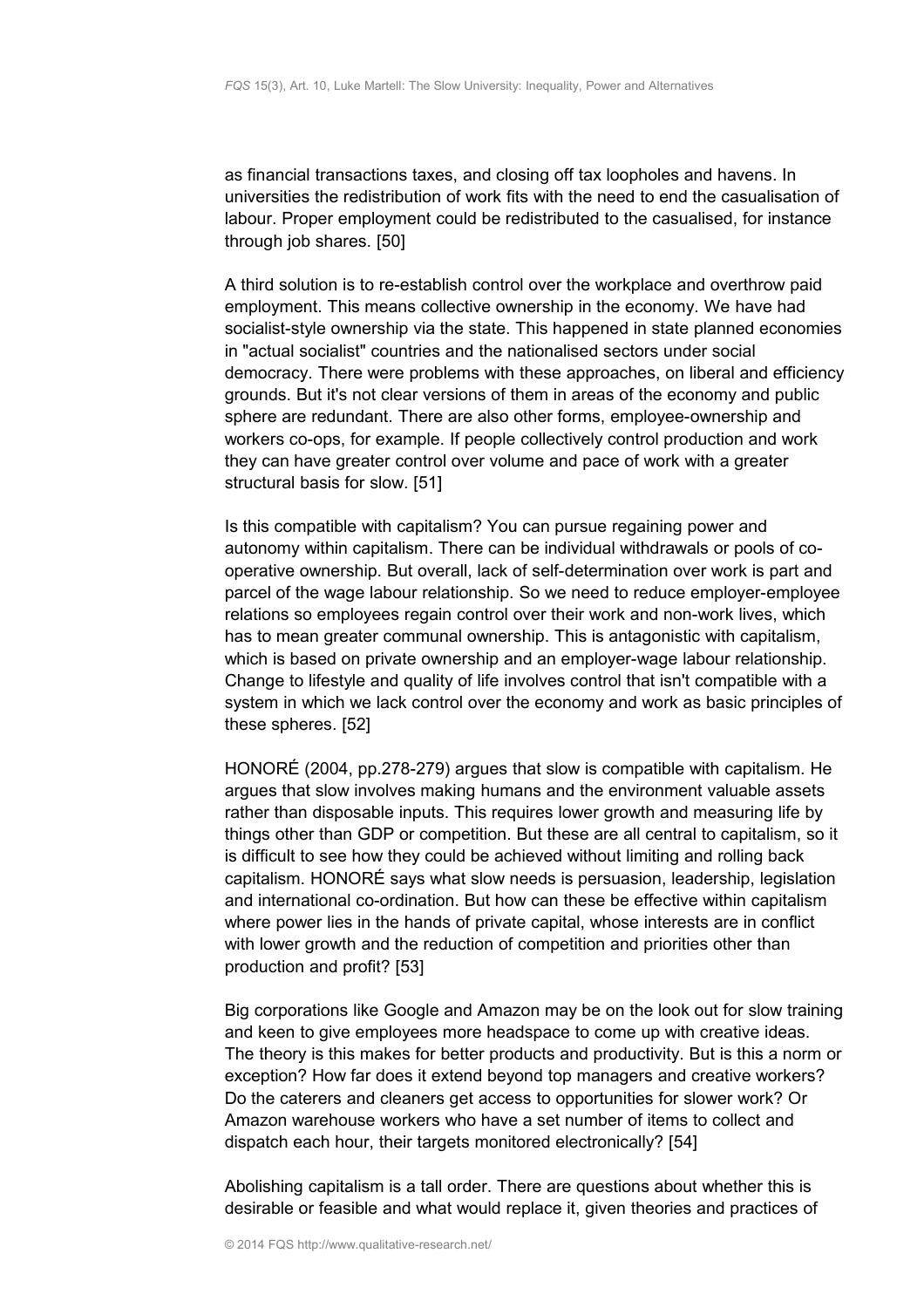as financial transactions taxes, and closing off tax loopholes and havens. In universities the redistribution of work fits with the need to end the casualisation of labour. Proper employment could be redistributed to the casualised, for instance through job shares. [50]

A third solution is to re-establish control over the workplace and overthrow paid employment. This means collective ownership in the economy. We have had socialist-style ownership via the state. This happened in state planned economies in "actual socialist" countries and the nationalised sectors under social democracy. There were problems with these approaches, on liberal and efficiency grounds. But it's not clear versions of them in areas of the economy and public sphere are redundant. There are also other forms, employee-ownership and workers co-ops, for example. If people collectively control production and work they can have greater control over volume and pace of work with a greater structural basis for slow. [51]

Is this compatible with capitalism? You can pursue regaining power and autonomy within capitalism. There can be individual withdrawals or pools of co-operative ownership. But overall, lack of self-determination over work is part and parcel of the wage labour relationship. So we need to reduce employer-employee relations so employees regain control over their work and non-work lives, which has to mean greater communal ownership. This is antagonistic with capitalism, which is based on private ownership and an employer-wage labour relationship. Change to lifestyle and quality of life involves control that isn't compatible with a system in which we lack control over the economy and work as basic principles of these spheres. [52]

HONORÉ (2004, pp.278-279) argues that slow is compatible with capitalism. He argues that slow involves making humans and the environment valuable assets rather than disposable inputs. This requires lower growth and measuring life by things other than GDP or competition. But these are all central to capitalism, so it is difficult to see how they could be achieved without limiting and rolling back capitalism. HONORÉ says what slow needs is persuasion, leadership, legislation and international co-ordination. But how can these be effective within capitalism where power lies in the hands of private capital, whose interests are in conflict with lower growth and the reduction of competition and priorities other than production and profit? [53]

Big corporations like Google and Amazon may be on the look out for slow training and keen to give employees more headspace to come up with creative ideas. The theory is this makes for better products and productivity. But is this a norm or exception? How far does it extend beyond top managers and creative workers? Do the caterers and cleaners get access to opportunities for slower work? Or Amazon warehouse workers who have a set number of items to collect and dispatch each hour, their targets monitored electronically? [54]

Abolishing capitalism is a tall order. There are questions about whether this is desirable or feasible and what would replace it, given theories and practices of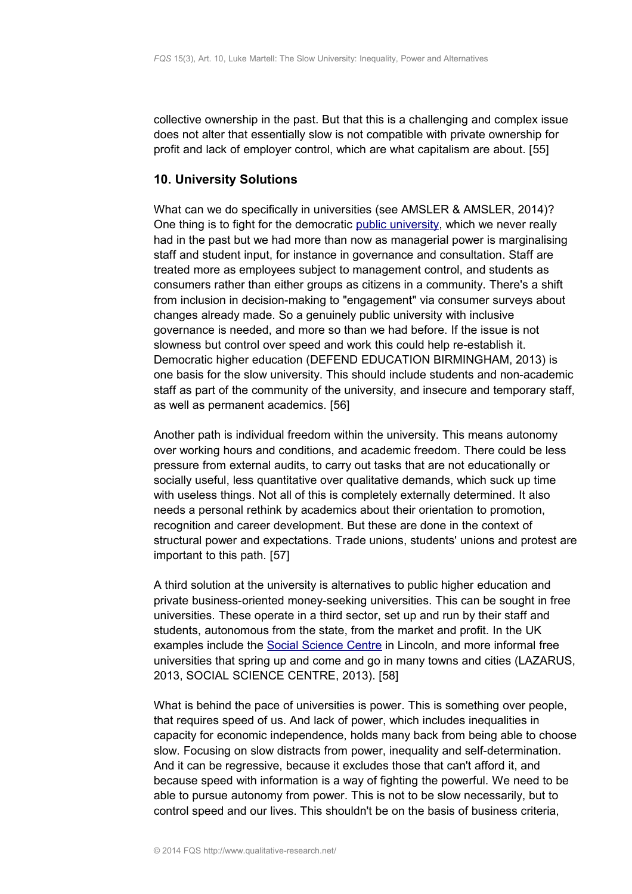collective ownership in the past. But that this is a challenging and complex issue does not alter that essentially slow is not compatible with private ownership for profit and lack of employer control, which are what capitalism are about. [55]

## 10. University Solutions

What can we do specifically in universities (see AMSLER & AMSLER, 2014)? One thing is to fight for the democratic public university, which we never really had in the past but we had more than now as managerial power is marginalising staff and student input, for instance in governance and consultation. Staff are treated more as employees subject to management control, and students as consumers rather than either groups as citizens in a community. There's a shift from inclusion in decision-making to "engagement" via consumer surveys about changes already made. So a genuinely public university with inclusive governance is needed, and more so than we had before. If the issue is not slowness but control over speed and work this could help re-establish it. Democratic higher education (DEFEND EDUCATION BIRMINGHAM, 2013) is one basis for the slow university. This should include students and non-academic staff as part of the community of the university, and insecure and temporary staff, as well as permanent academics. [56]

Another path is individual freedom within the university. This means autonomy over working hours and conditions, and academic freedom. There could be less pressure from external audits, to carry out tasks that are not educationally or socially useful, less quantitative over qualitative demands, which suck up time with useless things. Not all of this is completely externally determined. It also needs a personal rethink by academics about their orientation to promotion, recognition and career development. But these are done in the context of structural power and expectations. Trade unions, students' unions and protest are important to this path. [57]

A third solution at the university is alternatives to public higher education and private business-oriented money-seeking universities. This can be sought in free universities. These operate in a third sector, set up and run by their staff and students, autonomous from the state, from the market and profit. In the UK examples include the Social Science Centre in Lincoln, and more informal free universities that spring up and come and go in many towns and cities (LAZARUS, 2013, SOCIAL SCIENCE CENTRE, 2013). [58]

What is behind the pace of universities is power. This is something over people, that requires speed of us. And lack of power, which includes inequalities in capacity for economic independence, holds many back from being able to choose slow. Focusing on slow distracts from power, inequality and self-determination. And it can be regressive, because it excludes those that can't afford it, and because speed with information is a way of fighting the powerful. We need to be able to pursue autonomy from power. This is not to be slow necessarily, but to control speed and our lives. This shouldn't be on the basis of business criteria,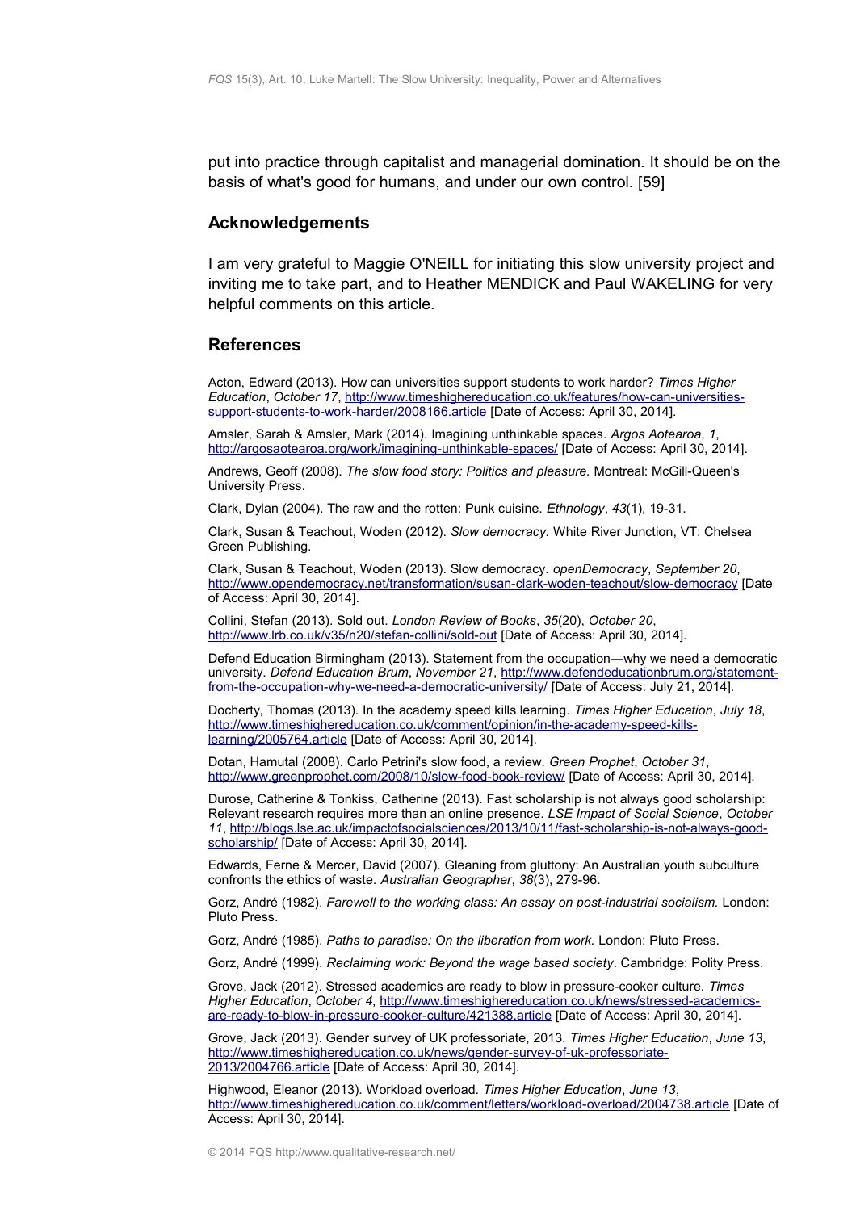put into practice through capitalist and managerial domination. It should be on the basis of what's good for humans, and under our own control. [59]

## Acknowledgements

I am very grateful to Maggie O'NEILL for initiating this slow university project and inviting me to take part, and to Heather MENDICK and Paul WAKELING for very helpful comments on this article.

## References

Acton, Edward (2013). How can universities support students to work harder? *Times Higher Education*, *October 17*, http://www.timeshighereducation.co.uk/features/how-can-universities-support-students-to-work-harder/2008166.article [Date of Access: April 30, 2014].

Amsler, Sarah & Amsler, Mark (2014). Imagining unthinkable spaces. *Argos Aotearoa*, *1*, http://argosaotearoa.org/work/imagining-unthinkable-spaces/ [Date of Access: April 30, 2014].

Andrews, Geoff (2008). *The slow food story: Politics and pleasure.* Montreal: McGill-Queen's University Press.

Clark, Dylan (2004). The raw and the rotten: Punk cuisine. *Ethnology*, *43*(1), 19-31.

Clark, Susan & Teachout, Woden (2012). *Slow democracy.* White River Junction, VT: Chelsea Green Publishing.

Clark, Susan & Teachout, Woden (2013). Slow democracy. *openDemocracy*, *September 20*, http://www.opendemocracy.net/transformation/susan-clark-woden-teachout/slow-democracy [Date of Access: April 30, 2014].

Collini, Stefan (2013). Sold out. *London Review of Books*, *35*(20), *October 20*, http://www.lrb.co.uk/v35/n20/stefan-collini/sold-out [Date of Access: April 30, 2014].

Defend Education Birmingham (2013). Statement from the occupation—why we need a democratic university. *Defend Education Brum*, *November 21*, http://www.defendeducationbrum.org/statement-from-the-occupation-why-we-need-a-democratic-university/ [Date of Access: July 21, 2014].

Docherty, Thomas (2013). In the academy speed kills learning. *Times Higher Education*, *July 18*, http://www.timeshighereducation.co.uk/comment/opinion/in-the-academy-speed-kills-learning/2005764.article [Date of Access: April 30, 2014].

Dotan, Hamutal (2008). Carlo Petrini's slow food, a review. *Green Prophet*, *October 31*, http://www.greenprophet.com/2008/10/slow-food-book-review/ [Date of Access: April 30, 2014].

Durose, Catherine & Tonkiss, Catherine (2013). Fast scholarship is not always good scholarship: Relevant research requires more than an online presence. *LSE Impact of Social Science*, *October 11*, http://blogs.lse.ac.uk/impactofsocialsciences/2013/10/11/fast-scholarship-is-not-always-good-scholarship/ [Date of Access: April 30, 2014].

Edwards, Ferne & Mercer, David (2007). Gleaning from gluttony: An Australian youth subculture confronts the ethics of waste. *Australian Geographer*, *38*(3), 279-96.

Gorz, André (1982). *Farewell to the working class: An essay on post-industrial socialism.* London: Pluto Press.

Gorz, André (1985). *Paths to paradise: On the liberation from work.* London: Pluto Press.

Gorz, André (1999). *Reclaiming work: Beyond the wage based society*. Cambridge: Polity Press.

Grove, Jack (2012). Stressed academics are ready to blow in pressure-cooker culture. *Times Higher Education*, *October 4*, http://www.timeshighereducation.co.uk/news/stressed-academics-are-ready-to-blow-in-pressure-cooker-culture/421388.article [Date of Access: April 30, 2014].

Grove, Jack (2013). Gender survey of UK professoriate, 2013. *Times Higher Education*, *June 13*, http://www.timeshighereducation.co.uk/news/gender-survey-of-uk-professoriate-2013/2004766.article [Date of Access: April 30, 2014].

Highwood, Eleanor (2013). Workload overload. *Times Higher Education*, *June 13*, http://www.timeshighereducation.co.uk/comment/letters/workload-overload/2004738.article [Date of Access: April 30, 2014].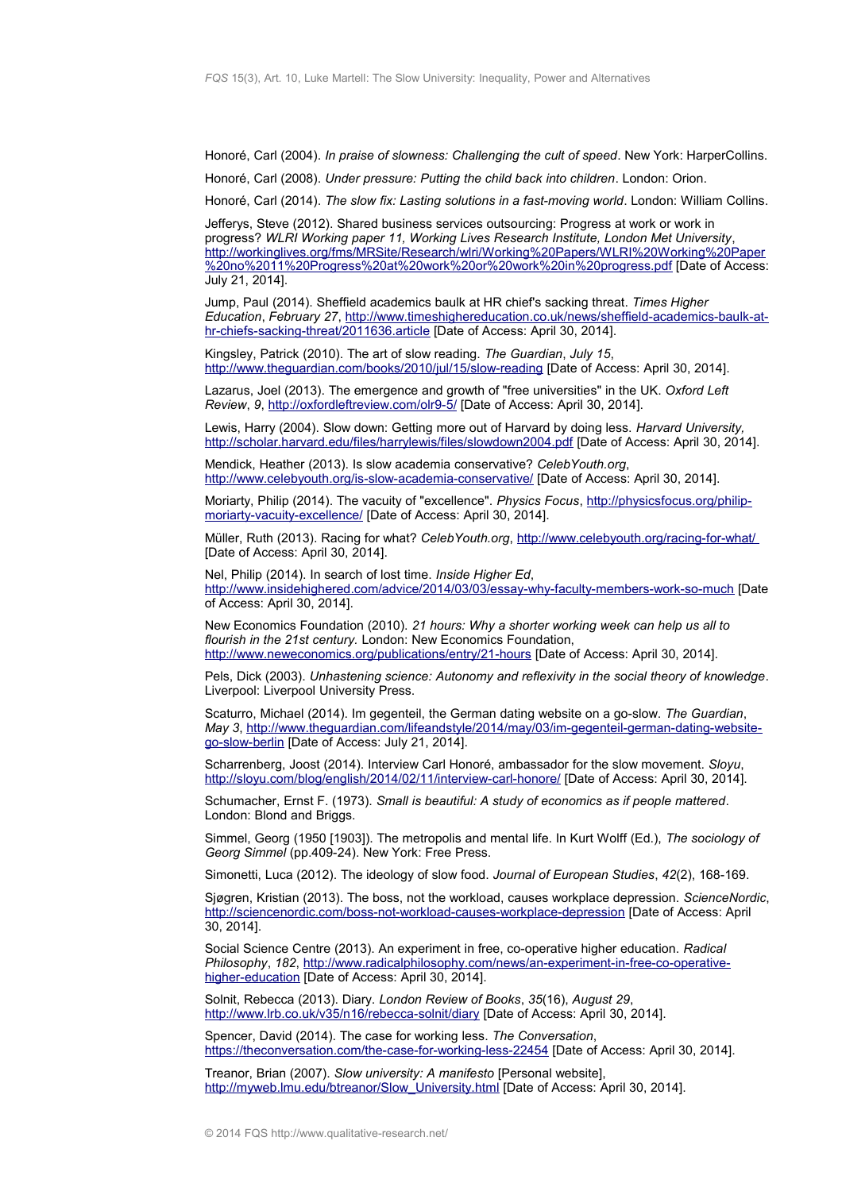Honoré, Carl (2004). *In praise of slowness: Challenging the cult of speed*. New York: HarperCollins.

Honoré, Carl (2008). *Under pressure: Putting the child back into children*. London: Orion.

Honoré, Carl (2014). *The slow fix: Lasting solutions in a fast-moving world*. London: William Collins.

Jefferys, Steve (2012). Shared business services outsourcing: Progress at work or work in progress? *WLRI Working paper 11, Working Lives Research Institute, London Met University*, http://workinglives.org/fms/MRSite/Research/wlri/Working%20Papers/WLRI%20Working%20Paper%20no%2011%20Progress%20at%20work%20or%20work%20in%20progress.pdf [Date of Access: July 21, 2014].

Jump, Paul (2014). Sheffield academics baulk at HR chief's sacking threat. *Times Higher Education*, *February 27*, http://www.timeshighereducation.co.uk/news/sheffield-academics-baulk-at-hr-chiefs-sacking-threat/2011636.article [Date of Access: April 30, 2014].

Kingsley, Patrick (2010). The art of slow reading. *The Guardian*, *July 15*, http://www.theguardian.com/books/2010/jul/15/slow-reading [Date of Access: April 30, 2014].

Lazarus, Joel (2013). The emergence and growth of "free universities" in the UK. *Oxford Left Review*, *9*, http://oxfordleftreview.com/olr9-5/ [Date of Access: April 30, 2014].

Lewis, Harry (2004). Slow down: Getting more out of Harvard by doing less. *Harvard University,* http://scholar.harvard.edu/files/harrylewis/files/slowdown2004.pdf [Date of Access: April 30, 2014].

Mendick, Heather (2013). Is slow academia conservative? *CelebYouth.org*, http://www.celebyouth.org/is-slow-academia-conservative/ [Date of Access: April 30, 2014].

Moriarty, Philip (2014). The vacuity of "excellence". *Physics Focus*, http://physicsfocus.org/philip-moriarty-vacuity-excellence/ [Date of Access: April 30, 2014].

Müller, Ruth (2013). Racing for what? *CelebYouth.org*, http://www.celebyouth.org/racing-for-what/ [Date of Access: April 30, 2014].

Nel, Philip (2014). In search of lost time. *Inside Higher Ed*, http://www.insidehighered.com/advice/2014/03/03/essay-why-faculty-members-work-so-much [Date of Access: April 30, 2014].

New Economics Foundation (2010). *21 hours: Why a shorter working week can help us all to flourish in the 21st century.* London: New Economics Foundation, http://www.neweconomics.org/publications/entry/21-hours [Date of Access: April 30, 2014].

Pels, Dick (2003). *Unhastening science: Autonomy and reflexivity in the social theory of knowledge*. Liverpool: Liverpool University Press.

Scaturro, Michael (2014). Im gegenteil, the German dating website on a go-slow. *The Guardian*, *May 3*, http://www.theguardian.com/lifeandstyle/2014/may/03/im-gegenteil-german-dating-website-go-slow-berlin [Date of Access: July 21, 2014].

Scharrenberg, Joost (2014). Interview Carl Honoré, ambassador for the slow movement. *Sloyu*, http://sloyu.com/blog/english/2014/02/11/interview-carl-honore/ [Date of Access: April 30, 2014].

Schumacher, Ernst F. (1973). *Small is beautiful: A study of economics as if people mattered*. London: Blond and Briggs.

Simmel, Georg (1950 [1903]). The metropolis and mental life. In Kurt Wolff (Ed.), *The sociology of Georg Simmel* (pp.409-24). New York: Free Press.

Simonetti, Luca (2012). The ideology of slow food. *Journal of European Studies*, *42*(2), 168-169.

Sjøgren, Kristian (2013). The boss, not the workload, causes workplace depression. *ScienceNordic*, http://sciencenordic.com/boss-not-workload-causes-workplace-depression [Date of Access: April 30, 2014].

Social Science Centre (2013). An experiment in free, co-operative higher education. *Radical Philosophy*, *182*, http://www.radicalphilosophy.com/news/an-experiment-in-free-co-operative-higher-education [Date of Access: April 30, 2014].

Solnit, Rebecca (2013). Diary. *London Review of Books*, *35*(16), *August 29*, http://www.lrb.co.uk/v35/n16/rebecca-solnit/diary [Date of Access: April 30, 2014].

Spencer, David (2014). The case for working less. *The Conversation*, https://theconversation.com/the-case-for-working-less-22454 [Date of Access: April 30, 2014].

Treanor, Brian (2007). *Slow university: A manifesto* [Personal website], http://myweb.lmu.edu/btreanor/Slow_University.html [Date of Access: April 30, 2014].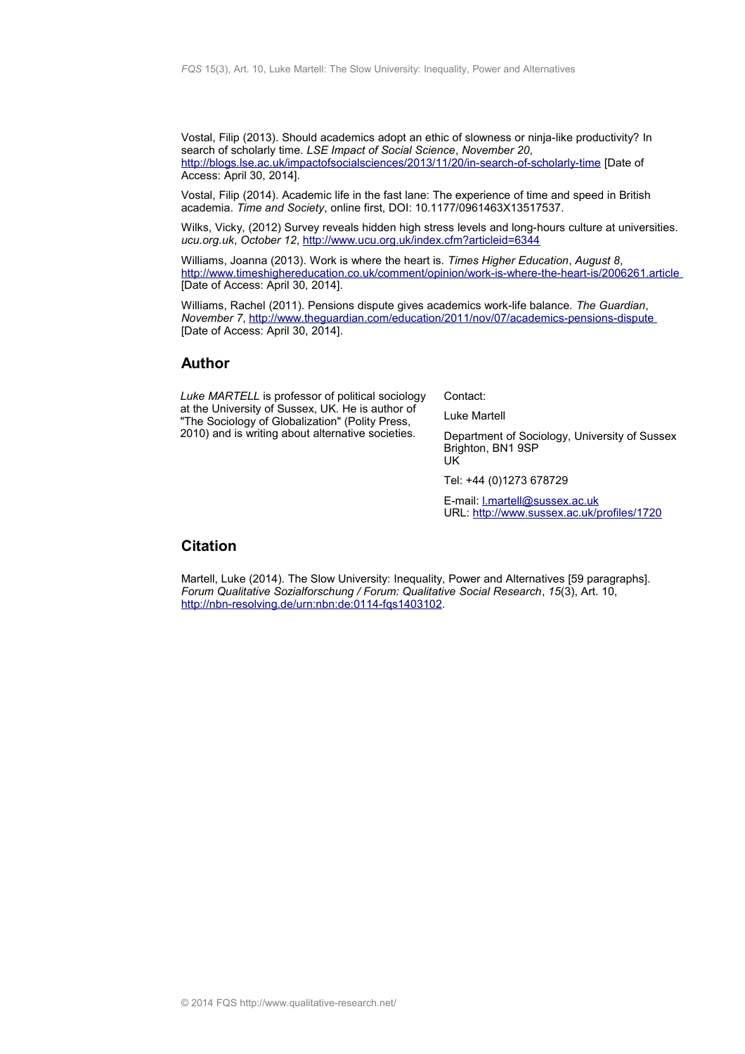Vostal, Filip (2013). Should academics adopt an ethic of slowness or ninja-like productivity? In search of scholarly time. *LSE Impact of Social Science*, *November 20*, http://blogs.lse.ac.uk/impactofsocialsciences/2013/11/20/in-search-of-scholarly-time [Date of Access: April 30, 2014].

Vostal, Filip (2014). Academic life in the fast lane: The experience of time and speed in British academia. *Time and Society*, online first, DOI: 10.1177/0961463X13517537.

Wilks, Vicky, (2012) Survey reveals hidden high stress levels and long-hours culture at universities. *ucu.org.uk*, *October 12*, http://www.ucu.org.uk/index.cfm?articleid=6344

Williams, Joanna (2013). Work is where the heart is. *Times Higher Education*, *August 8*, http://www.timeshighereducation.co.uk/comment/opinion/work-is-where-the-heart-is/2006261.article [Date of Access: April 30, 2014].

Williams, Rachel (2011). Pensions dispute gives academics work-life balance. *The Guardian*, *November 7*, http://www.theguardian.com/education/2011/nov/07/academics-pensions-dispute [Date of Access: April 30, 2014].

## Author

*Luke MARTELL* is professor of political sociology at the University of Sussex, UK. He is author of "The Sociology of Globalization" (Polity Press, 2010) and is writing about alternative societies.

Contact:

Luke Martell

Department of Sociology, University of Sussex
Brighton, BN1 9SP
UK

Tel: +44 (0)1273 678729

E-mail: l.martell@sussex.ac.uk
URL: http://www.sussex.ac.uk/profiles/1720

## Citation

Martell, Luke (2014). The Slow University: Inequality, Power and Alternatives [59 paragraphs]. *Forum Qualitative Sozialforschung / Forum: Qualitative Social Research*, *15*(3), Art. 10, http://nbn-resolving.de/urn:nbn:de:0114-fqs1403102.